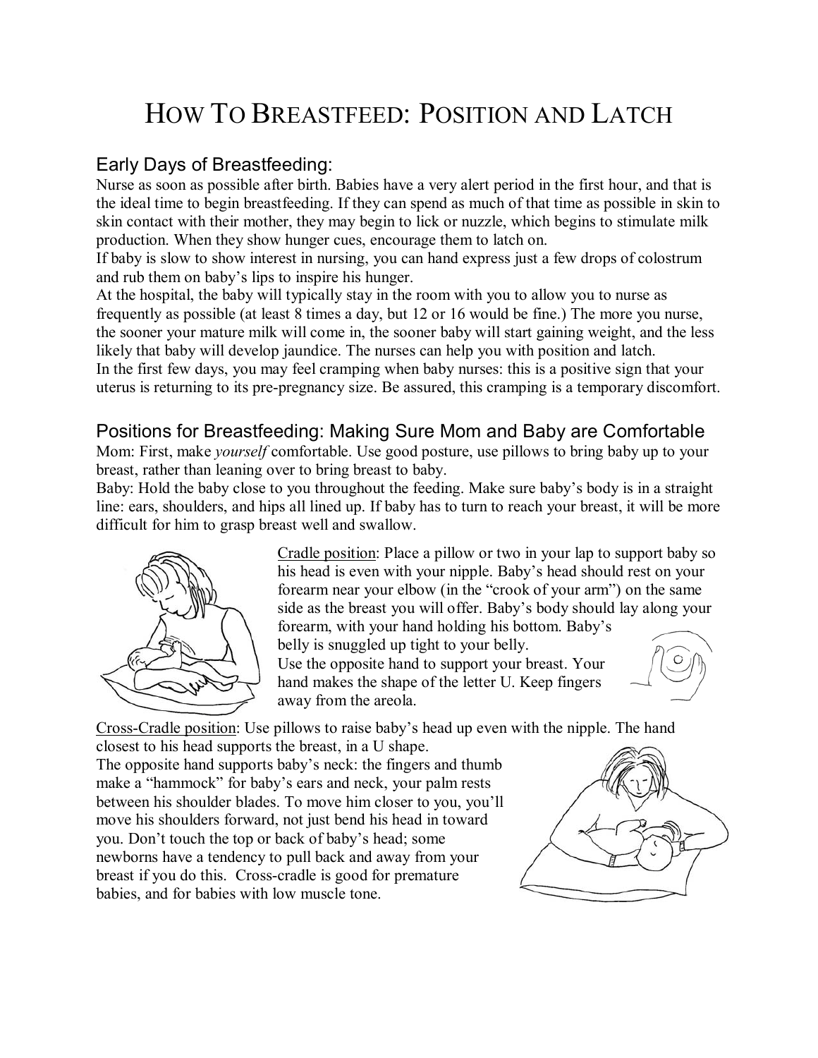# HOW TO BREASTFEED: POSITION AND LATCH

## Early Days of Breastfeeding:

Nurse as soon as possible after birth. Babies have a very alert period in the first hour, and that is the ideal time to begin breastfeeding. If they can spend as much of that time as possible in skin to skin contact with their mother, they may begin to lick or nuzzle, which begins to stimulate milk production. When they show hunger cues, encourage them to latch on.

If baby is slow to show interest in nursing, you can hand express just a few drops of colostrum and rub them on baby's lips to inspire his hunger.

At the hospital, the baby will typically stay in the room with you to allow you to nurse as frequently as possible (at least 8 times a day, but 12 or 16 would be fine.) The more you nurse, the sooner your mature milk will come in, the sooner baby will start gaining weight, and the less likely that baby will develop jaundice. The nurses can help you with position and latch.

In the first few days, you may feel cramping when baby nurses: this is a positive sign that your uterus is returning to its pre-pregnancy size. Be assured, this cramping is a temporary discomfort.

## Positions for Breastfeeding: Making Sure Mom and Baby are Comfortable

Mom: First, make *yourself* comfortable. Use good posture, use pillows to bring baby up to your breast, rather than leaning over to bring breast to baby.

Baby: Hold the baby close to you throughout the feeding. Make sure baby's body is in a straight line: ears, shoulders, and hips all lined up. If baby has to turn to reach your breast, it will be more difficult for him to grasp breast well and swallow.

Cradle position: Place a pillow or two in your lap to support baby so his head is even with your nipple. Baby's head should rest on your forearm near your elbow (in the "crook of your arm") on the same side as the breast you will offer. Baby's body should lay along your forearm, with your hand holding his bottom. Baby's belly is snuggled up tight to your belly.

Use the opposite hand to support your breast. Your hand makes the shape of the letter U. Keep fingers away from the areola.

Cross-Cradle position: Use pillows to raise baby's head up even with the nipple. The hand closest to his head supports the breast, in a U shape.

The opposite hand supports baby's neck: the fingers and thumb make a "hammock" for baby's ears and neck, your palm rests between his shoulder blades. To move him closer to you, you'll move his shoulders forward, not just bend his head in toward you. Don't touch the top or back of baby's head; some newborns have a tendency to pull back and away from your breast if you do this. Cross-cradle is good for premature babies, and for babies with low muscle tone.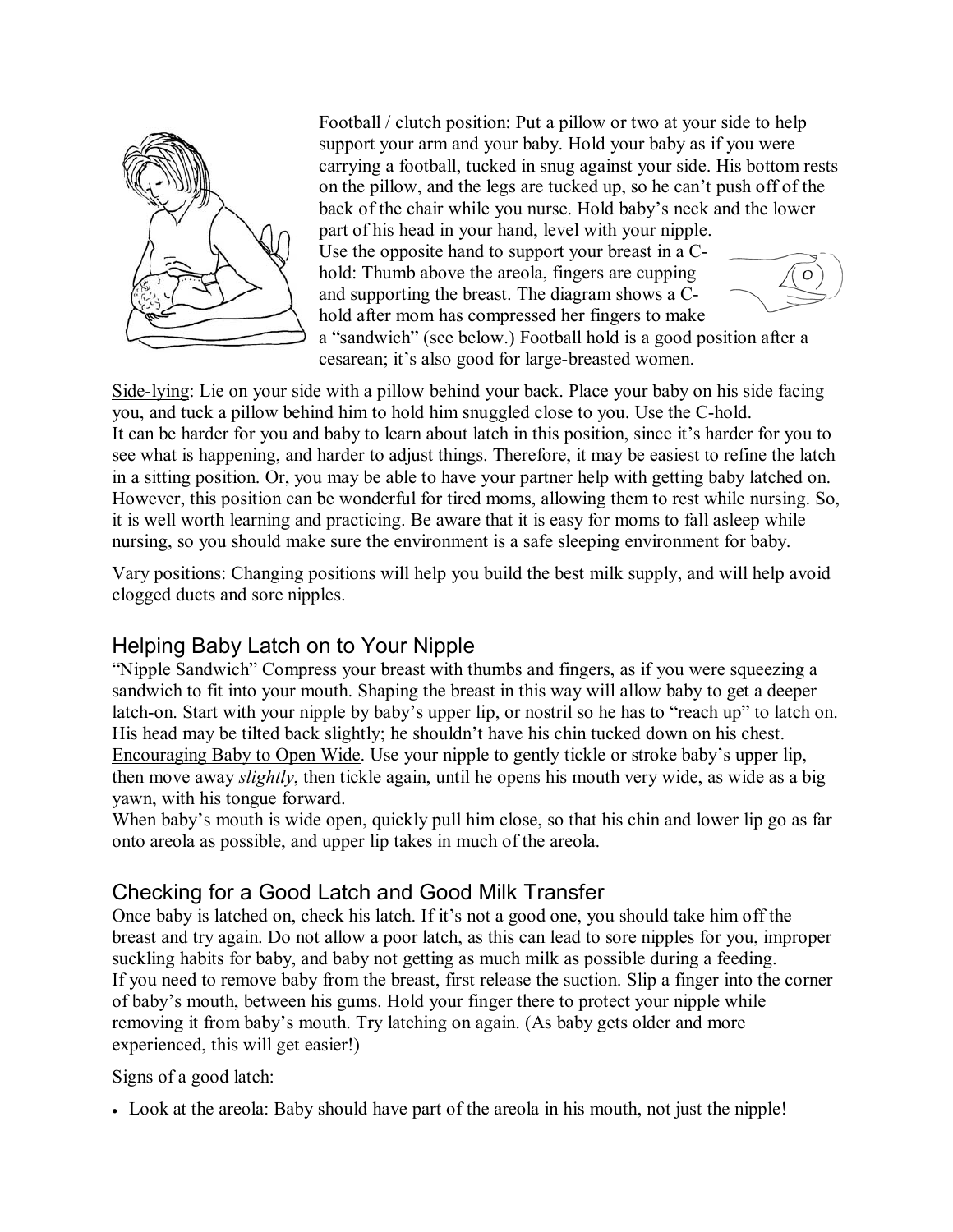Football / clutch position: Put a pillow or two at your side to help support your arm and your baby. Hold your baby as if you were carrying a football, tucked in snug against your side. His bottom rests on the pillow, and the legs are tucked up, so he can't push off of the back of the chair while you nurse. Hold baby's neck and the lower part of his head in your hand, level with your nipple. Use the opposite hand to support your breast in a C-hold: Thumb above the areola, fingers are cupping and supporting the breast. The diagram shows a C-hold after mom has compressed her fingers to make a "sandwich" (see below.) Football hold is a good position after a cesarean; it's also good for large-breasted women.

Side-lying: Lie on your side with a pillow behind your back. Place your baby on his side facing you, and tuck a pillow behind him to hold him snuggled close to you. Use the C-hold.
It can be harder for you and baby to learn about latch in this position, since it's harder for you to see what is happening, and harder to adjust things. Therefore, it may be easiest to refine the latch in a sitting position. Or, you may be able to have your partner help with getting baby latched on. However, this position can be wonderful for tired moms, allowing them to rest while nursing. So, it is well worth learning and practicing. Be aware that it is easy for moms to fall asleep while nursing, so you should make sure the environment is a safe sleeping environment for baby.

Vary positions: Changing positions will help you build the best milk supply, and will help avoid clogged ducts and sore nipples.

## Helping Baby Latch on to Your Nipple

"Nipple Sandwich" Compress your breast with thumbs and fingers, as if you were squeezing a sandwich to fit into your mouth. Shaping the breast in this way will allow baby to get a deeper latch-on. Start with your nipple by baby's upper lip, or nostril so he has to "reach up" to latch on. His head may be tilted back slightly; he shouldn't have his chin tucked down on his chest.
Encouraging Baby to Open Wide. Use your nipple to gently tickle or stroke baby's upper lip, then move away *slightly*, then tickle again, until he opens his mouth very wide, as wide as a big yawn, with his tongue forward.
When baby's mouth is wide open, quickly pull him close, so that his chin and lower lip go as far onto areola as possible, and upper lip takes in much of the areola.

## Checking for a Good Latch and Good Milk Transfer

Once baby is latched on, check his latch. If it's not a good one, you should take him off the breast and try again. Do not allow a poor latch, as this can lead to sore nipples for you, improper suckling habits for baby, and baby not getting as much milk as possible during a feeding.
If you need to remove baby from the breast, first release the suction. Slip a finger into the corner of baby's mouth, between his gums. Hold your finger there to protect your nipple while removing it from baby's mouth. Try latching on again. (As baby gets older and more experienced, this will get easier!)

Signs of a good latch:

- Look at the areola: Baby should have part of the areola in his mouth, not just the nipple!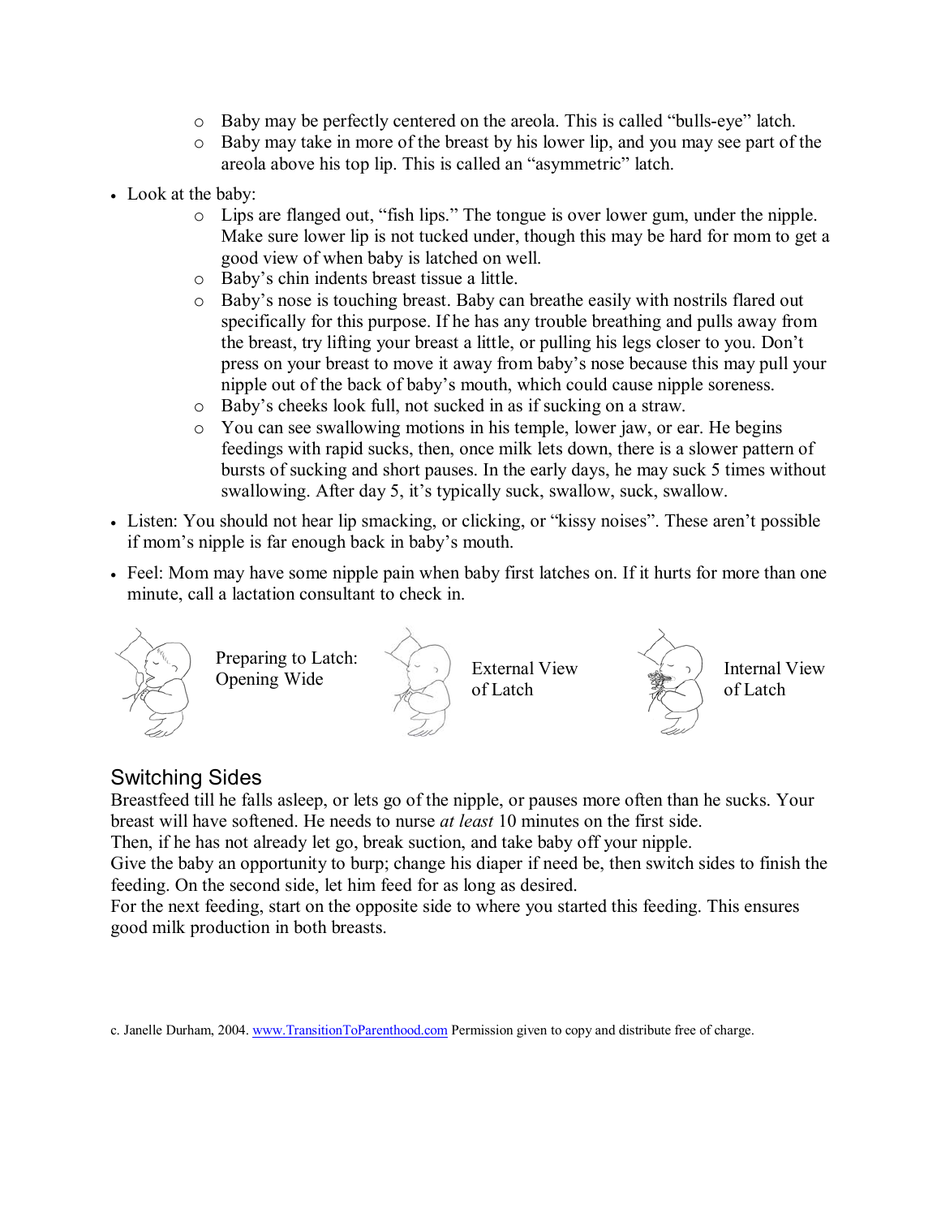- Baby may be perfectly centered on the areola. This is called "bulls-eye" latch.
  - Baby may take in more of the breast by his lower lip, and you may see part of the areola above his top lip. This is called an "asymmetric" latch.

- Look at the baby:
  - Lips are flanged out, "fish lips." The tongue is over lower gum, under the nipple. Make sure lower lip is not tucked under, though this may be hard for mom to get a good view of when baby is latched on well.
  - Baby's chin indents breast tissue a little.
  - Baby's nose is touching breast. Baby can breathe easily with nostrils flared out specifically for this purpose. If he has any trouble breathing and pulls away from the breast, try lifting your breast a little, or pulling his legs closer to you. Don't press on your breast to move it away from baby's nose because this may pull your nipple out of the back of baby's mouth, which could cause nipple soreness.
  - Baby's cheeks look full, not sucked in as if sucking on a straw.
  - You can see swallowing motions in his temple, lower jaw, or ear. He begins feedings with rapid sucks, then, once milk lets down, there is a slower pattern of bursts of sucking and short pauses. In the early days, he may suck 5 times without swallowing. After day 5, it's typically suck, swallow, suck, swallow.

- Listen: You should not hear lip smacking, or clicking, or "kissy noises". These aren't possible if mom's nipple is far enough back in baby's mouth.

- Feel: Mom may have some nipple pain when baby first latches on. If it hurts for more than one minute, call a lactation consultant to check in.

Preparing to Latch: Opening Wide

External View of Latch

Internal View of Latch

## Switching Sides

Breastfeed till he falls asleep, or lets go of the nipple, or pauses more often than he sucks. Your breast will have softened. He needs to nurse *at least* 10 minutes on the first side.
Then, if he has not already let go, break suction, and take baby off your nipple.
Give the baby an opportunity to burp; change his diaper if need be, then switch sides to finish the feeding. On the second side, let him feed for as long as desired.
For the next feeding, start on the opposite side to where you started this feeding. This ensures good milk production in both breasts.

c. Janelle Durham, 2004. www.TransitionToParenthood.com Permission given to copy and distribute free of charge.